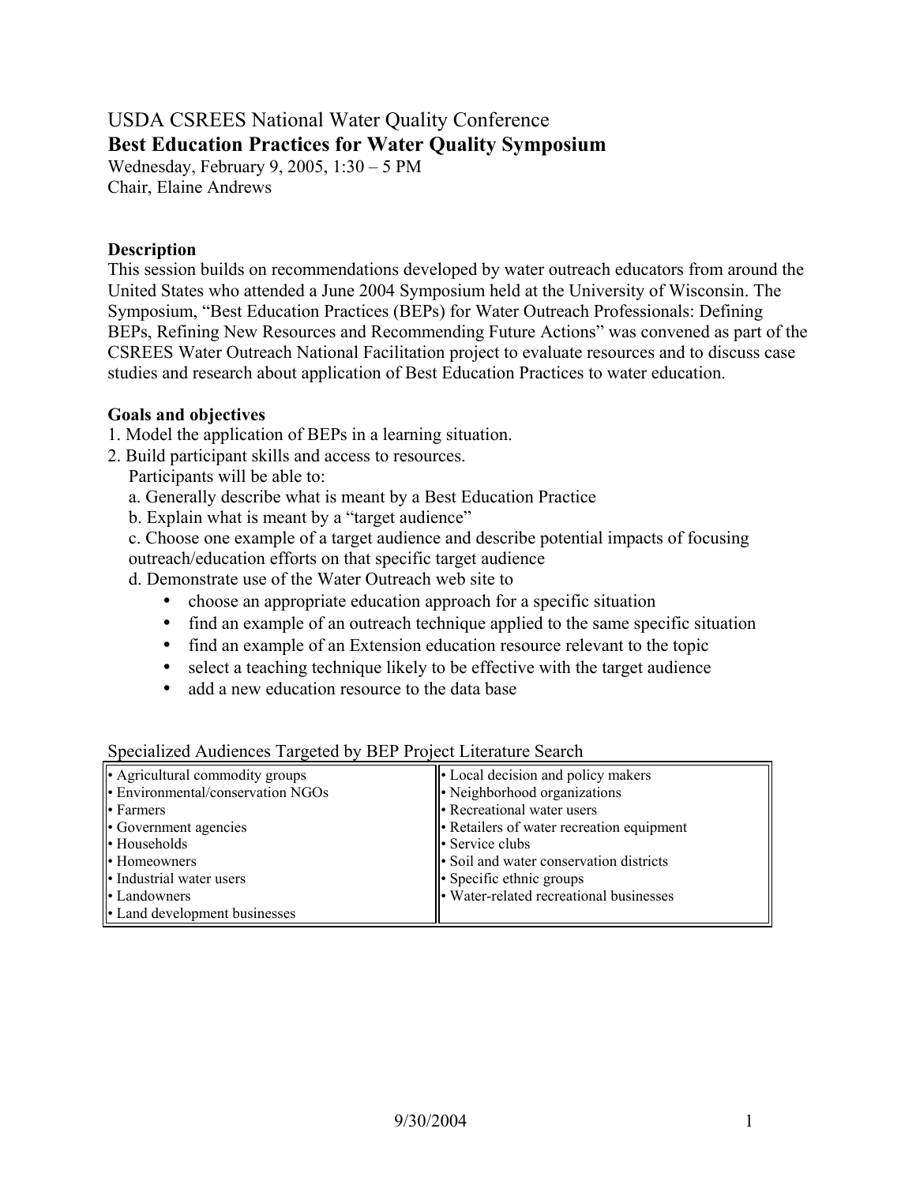USDA CSREES National Water Quality Conference

# Best Education Practices for Water Quality Symposium

Wednesday, February 9, 2005, 1:30 – 5 PM
Chair, Elaine Andrews

### Description

This session builds on recommendations developed by water outreach educators from around the United States who attended a June 2004 Symposium held at the University of Wisconsin. The Symposium, "Best Education Practices (BEPs) for Water Outreach Professionals: Defining BEPs, Refining New Resources and Recommending Future Actions" was convened as part of the CSREES Water Outreach National Facilitation project to evaluate resources and to discuss case studies and research about application of Best Education Practices to water education.

### Goals and objectives

1. Model the application of BEPs in a learning situation.
2. Build participant skills and access to resources.
   Participants will be able to:
   a. Generally describe what is meant by a Best Education Practice
   b. Explain what is meant by a "target audience"
   c. Choose one example of a target audience and describe potential impacts of focusing outreach/education efforts on that specific target audience
   d. Demonstrate use of the Water Outreach web site to
      - choose an appropriate education approach for a specific situation
      - find an example of an outreach technique applied to the same specific situation
      - find an example of an Extension education resource relevant to the topic
      - select a teaching technique likely to be effective with the target audience
      - add a new education resource to the data base

Specialized Audiences Targeted by BEP Project Literature Search

| | |
|---|---|
| • Agricultural commodity groups<br>• Environmental/conservation NGOs<br>• Farmers<br>• Government agencies<br>• Households<br>• Homeowners<br>• Industrial water users<br>• Landowners<br>• Land development businesses | • Local decision and policy makers<br>• Neighborhood organizations<br>• Recreational water users<br>• Retailers of water recreation equipment<br>• Service clubs<br>• Soil and water conservation districts<br>• Specific ethnic groups<br>• Water-related recreational businesses |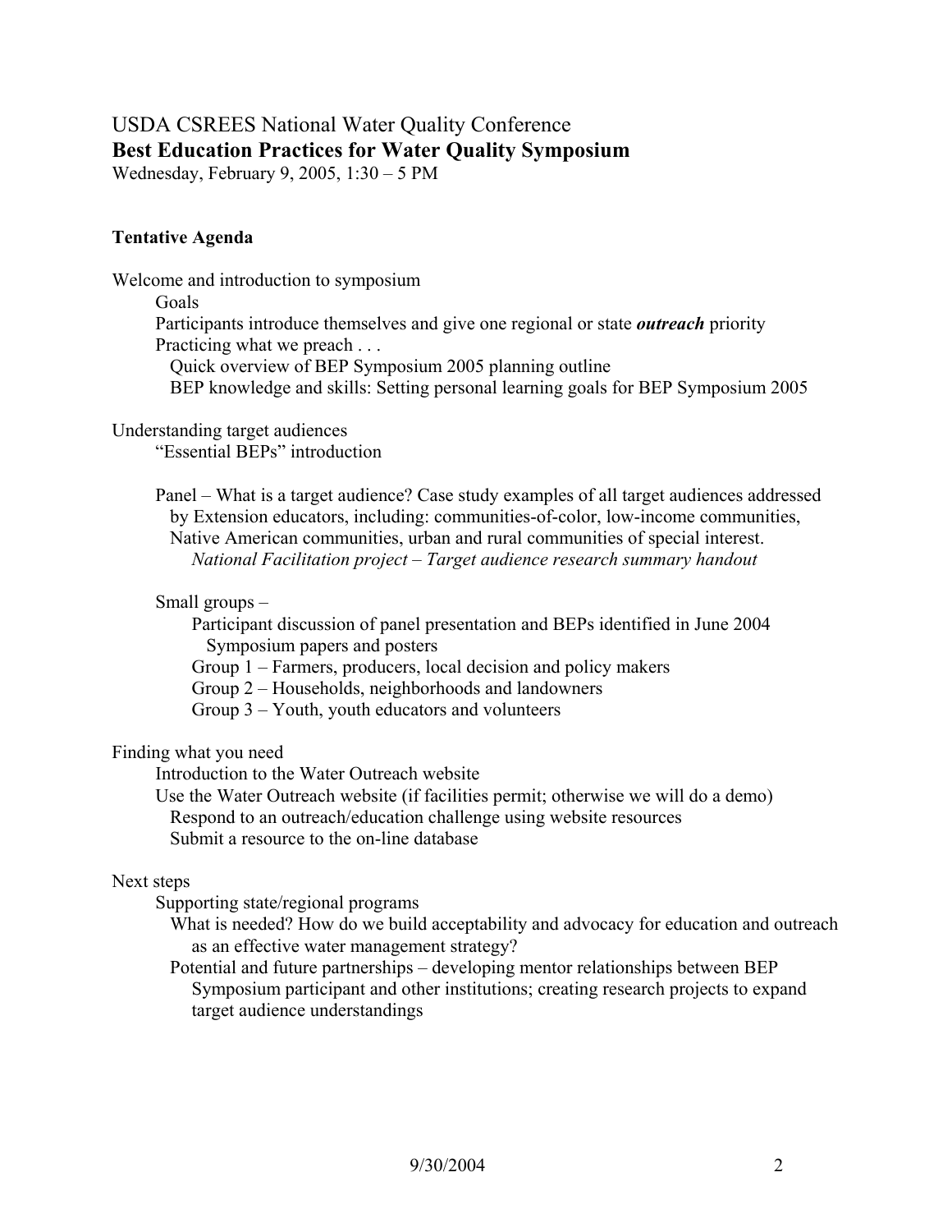USDA CSREES National Water Quality Conference

# Best Education Practices for Water Quality Symposium

Wednesday, February 9, 2005, 1:30 – 5 PM

## Tentative Agenda

Welcome and introduction to symposium

- Goals
- Participants introduce themselves and give one regional or state ***outreach*** priority
- Practicing what we preach . . .
  - Quick overview of BEP Symposium 2005 planning outline
  - BEP knowledge and skills: Setting personal learning goals for BEP Symposium 2005

Understanding target audiences

- "Essential BEPs" introduction
- Panel – What is a target audience? Case study examples of all target audiences addressed by Extension educators, including: communities-of-color, low-income communities, Native American communities, urban and rural communities of special interest.
  - *National Facilitation project – Target audience research summary handout*
- Small groups –
  - Participant discussion of panel presentation and BEPs identified in June 2004 Symposium papers and posters
  - Group 1 – Farmers, producers, local decision and policy makers
  - Group 2 – Households, neighborhoods and landowners
  - Group 3 – Youth, youth educators and volunteers

Finding what you need

- Introduction to the Water Outreach website
- Use the Water Outreach website (if facilities permit; otherwise we will do a demo)
  - Respond to an outreach/education challenge using website resources
  - Submit a resource to the on-line database

Next steps

- Supporting state/regional programs
  - What is needed? How do we build acceptability and advocacy for education and outreach as an effective water management strategy?
  - Potential and future partnerships – developing mentor relationships between BEP Symposium participant and other institutions; creating research projects to expand target audience understandings